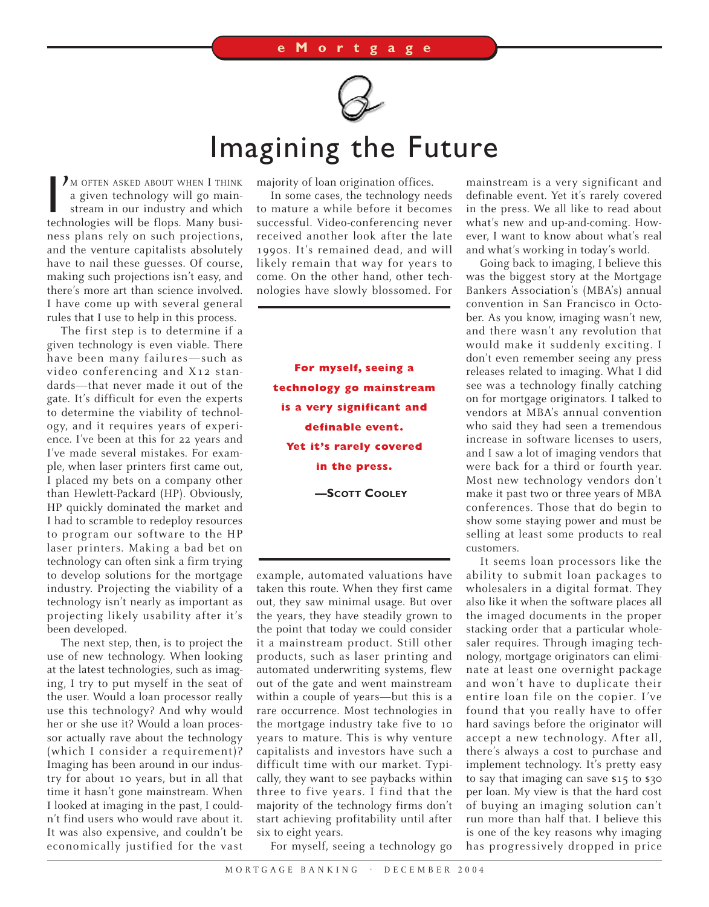# Imagining the Future

I'M OFTEN ASKED ABOUT WHEN I THINK a given technology will go mainstream in our industry and which technologies will be flops. Many business plans rely on such projections, and the venture capitalists absolutely have to nail these guesses. Of course, making such projections isn't easy, and there's more art than science involved. I have come up with several general rules that I use to help in this process.

The first step is to determine if a given technology is even viable. There have been many failures—such as video conferencing and X12 standards—that never made it out of the gate. It's difficult for even the experts to determine the viability of technology, and it requires years of experience. I've been at this for 22 years and I've made several mistakes. For example, when laser printers first came out, I placed my bets on a company other than Hewlett-Packard (HP). Obviously, HP quickly dominated the market and I had to scramble to redeploy resources to program our software to the HP laser printers. Making a bad bet on technology can often sink a firm trying to develop solutions for the mortgage industry. Projecting the viability of a technology isn't nearly as important as projecting likely usability after it's been developed.

The next step, then, is to project the use of new technology. When looking at the latest technologies, such as imaging, I try to put myself in the seat of the user. Would a loan processor really use this technology? And why would her or she use it? Would a loan processor actually rave about the technology (which I consider a requirement)? Imaging has been around in our industry for about 10 years, but in all that time it hasn't gone mainstream. When I looked at imaging in the past, I couldn't find users who would rave about it. It was also expensive, and couldn't be economically justified for the vast majority of loan origination offices.

In some cases, the technology needs to mature a while before it becomes successful. Video-conferencing never received another look after the late 1990s. It's remained dead, and will likely remain that way for years to come. On the other hand, other technologies have slowly blossomed. For example, automated valuations have taken this route. When they first came out, they saw minimal usage. But over the years, they have steadily grown to the point that today we could consider it a mainstream product. Still other products, such as laser printing and automated underwriting systems, flew out of the gate and went mainstream within a couple of years—but this is a rare occurrence. Most technologies in the mortgage industry take five to 10 years to mature. This is why venture capitalists and investors have such a difficult time with our market. Typically, they want to see paybacks within three to five years. I find that the majority of the technology firms don't start achieving profitability until after six to eight years.

> **For myself, seeing a technology go mainstream is a very significant and definable event. Yet it's rarely covered in the press.**
>
> —SCOTT COOLEY

For myself, seeing a technology go mainstream is a very significant and definable event. Yet it's rarely covered in the press. We all like to read about what's new and up-and-coming. However, I want to know about what's real and what's working in today's world.

Going back to imaging, I believe this was the biggest story at the Mortgage Bankers Association's (MBA's) annual convention in San Francisco in October. As you know, imaging wasn't new, and there wasn't any revolution that would make it suddenly exciting. I don't even remember seeing any press releases related to imaging. What I did see was a technology finally catching on for mortgage originators. I talked to vendors at MBA's annual convention who said they had seen a tremendous increase in software licenses to users, and I saw a lot of imaging vendors that were back for a third or fourth year. Most new technology vendors don't make it past two or three years of MBA conferences. Those that do begin to show some staying power and must be selling at least some products to real customers.

It seems loan processors like the ability to submit loan packages to wholesalers in a digital format. They also like it when the software places all the imaged documents in the proper stacking order that a particular wholesaler requires. Through imaging technology, mortgage originators can eliminate at least one overnight package and won't have to duplicate their entire loan file on the copier. I've found that you really have to offer hard savings before the originator will accept a new technology. After all, there's always a cost to purchase and implement technology. It's pretty easy to say that imaging can save $15 to $30 per loan. My view is that the hard cost of buying an imaging solution can't run more than half that. I believe this is one of the key reasons why imaging has progressively dropped in price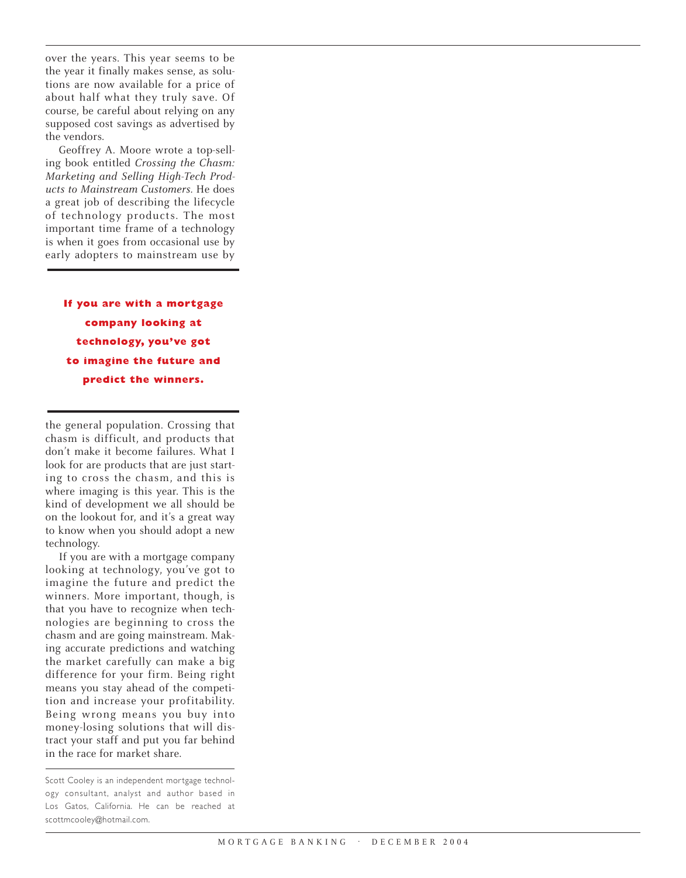over the years. This year seems to be the year it finally makes sense, as solutions are now available for a price of about half what they truly save. Of course, be careful about relying on any supposed cost savings as advertised by the vendors.

Geoffrey A. Moore wrote a top-selling book entitled *Crossing the Chasm: Marketing and Selling High-Tech Products to Mainstream Customers.* He does a great job of describing the lifecycle of technology products. The most important time frame of a technology is when it goes from occasional use by early adopters to mainstream use by the general population. Crossing that chasm is difficult, and products that don't make it become failures. What I look for are products that are just starting to cross the chasm, and this is where imaging is this year. This is the kind of development we all should be on the lookout for, and it's a great way to know when you should adopt a new technology.

**If you are with a mortgage company looking at technology, you've got to imagine the future and predict the winners.**

If you are with a mortgage company looking at technology, you've got to imagine the future and predict the winners. More important, though, is that you have to recognize when technologies are beginning to cross the chasm and are going mainstream. Making accurate predictions and watching the market carefully can make a big difference for your firm. Being right means you stay ahead of the competition and increase your profitability. Being wrong means you buy into money-losing solutions that will distract your staff and put you far behind in the race for market share.

---

Scott Cooley is an independent mortgage technology consultant, analyst and author based in Los Gatos, California. He can be reached at scottmcooley@hotmail.com.